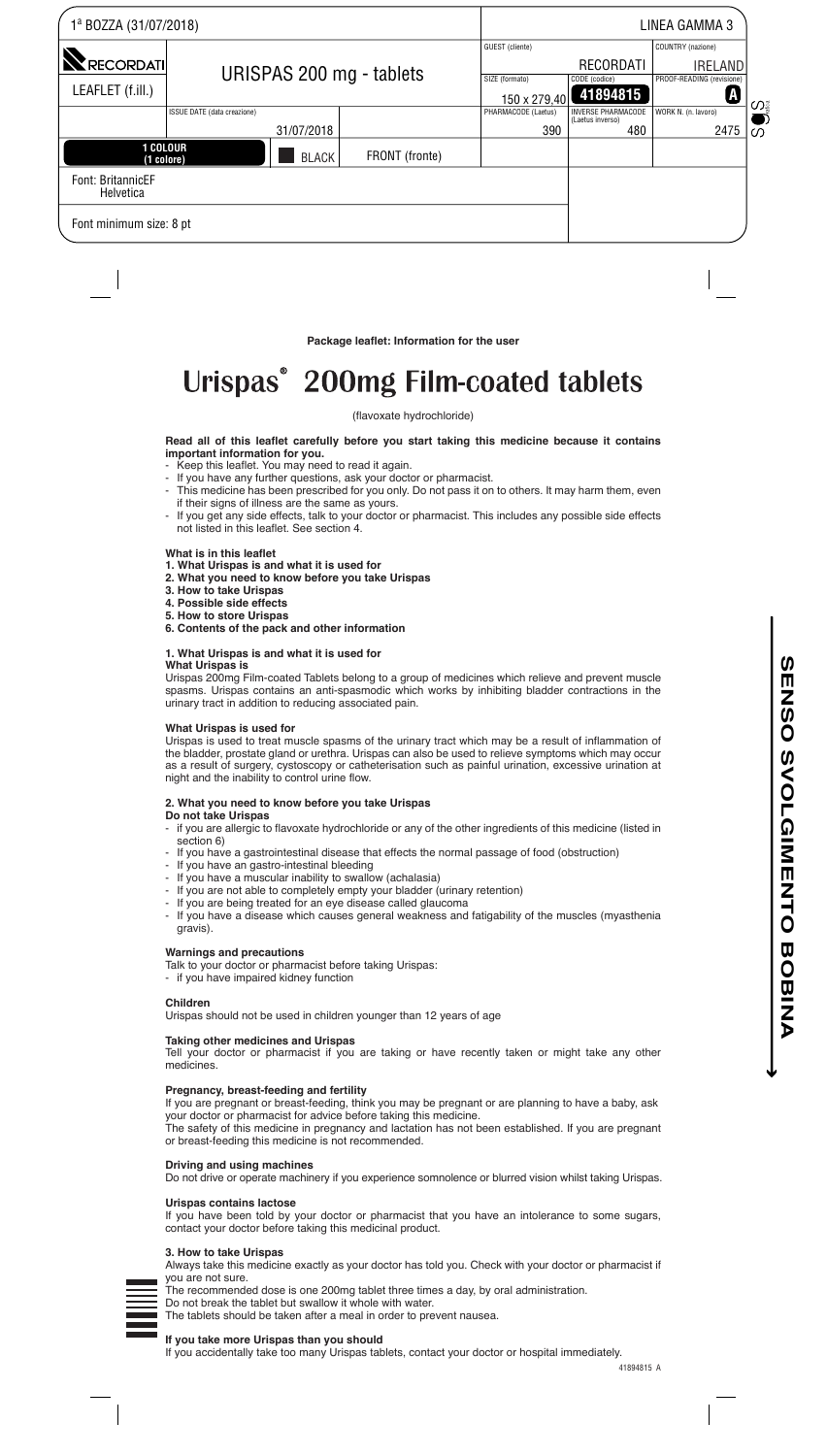| 1ª BOZZA (31/07/2018) | | | | | LINEA GAMMA 3 |
|---|---|---|---|---|---|
| RECORDATI | URISPAS 200 mg - tablets | | GUEST (cliente) | RECORDATI | COUNTRY (nazione) IRELAND |
| LEAFLET (f.ill.) | | | SIZE (formato) 150 x 279,40 | CODE (codice) 41894815 | PROOF-READING (revisione) A |
| | ISSUE DATE (data creazione) 31/07/2018 | | PHARMACODE (Laetus) 390 | INVERSE PHARMACODE (Laetus inverso) 480 | WORK N. (n. lavoro) 2475 |
| 1 COLOUR (1 colore) | BLACK | FRONT (fronte) | | | |
| Font: BritannicEF Helvetica | | | | | |
| Font minimum size: 8 pt | | | | | |

SENSO SVOLGIMENTO BOBINA

**Package leaflet: Information for the user**

# Urispas® 200mg Film-coated tablets

(flavoxate hydrochloride)

**Read all of this leaflet carefully before you start taking this medicine because it contains important information for you.**
- Keep this leaflet. You may need to read it again.
- If you have any further questions, ask your doctor or pharmacist.
- This medicine has been prescribed for you only. Do not pass it on to others. It may harm them, even if their signs of illness are the same as yours.
- If you get any side effects, talk to your doctor or pharmacist. This includes any possible side effects not listed in this leaflet. See section 4.

**What is in this leaflet**
**1. What Urispas is and what it is used for**
**2. What you need to know before you take Urispas**
**3. How to take Urispas**
**4. Possible side effects**
**5. How to store Urispas**
**6. Contents of the pack and other information**

## 1. What Urispas is and what it is used for

**What Urispas is**
Urispas 200mg Film-coated Tablets belong to a group of medicines which relieve and prevent muscle spasms. Urispas contains an anti-spasmodic which works by inhibiting bladder contractions in the urinary tract in addition to reducing associated pain.

**What Urispas is used for**
Urispas is used to treat muscle spasms of the urinary tract which may be a result of inflammation of the bladder, prostate gland or urethra. Urispas can also be used to relieve symptoms which may occur as a result of surgery, cystoscopy or catheterisation such as painful urination, excessive urination at night and the inability to control urine flow.

## 2. What you need to know before you take Urispas

**Do not take Urispas**
- if you are allergic to flavoxate hydrochloride or any of the other ingredients of this medicine (listed in section 6)
- If you have a gastrointestinal disease that effects the normal passage of food (obstruction)
- If you have an gastro-intestinal bleeding
- If you have a muscular inability to swallow (achalasia)
- If you are not able to completely empty your bladder (urinary retention)
- If you are being treated for an eye disease called glaucoma
- If you have a disease which causes general weakness and fatigability of the muscles (myasthenia gravis).

**Warnings and precautions**
Talk to your doctor or pharmacist before taking Urispas:
- if you have impaired kidney function

**Children**
Urispas should not be used in children younger than 12 years of age

**Taking other medicines and Urispas**
Tell your doctor or pharmacist if you are taking or have recently taken or might take any other medicines.

**Pregnancy, breast-feeding and fertility**
If you are pregnant or breast-feeding, think you may be pregnant or are planning to have a baby, ask your doctor or pharmacist for advice before taking this medicine.
The safety of this medicine in pregnancy and lactation has not been established. If you are pregnant or breast-feeding this medicine is not recommended.

**Driving and using machines**
Do not drive or operate machinery if you experience somnolence or blurred vision whilst taking Urispas.

**Urispas contains lactose**
If you have been told by your doctor or pharmacist that you have an intolerance to some sugars, contact your doctor before taking this medicinal product.

## 3. How to take Urispas

Always take this medicine exactly as your doctor has told you. Check with your doctor or pharmacist if you are not sure.
The recommended dose is one 200mg tablet three times a day, by oral administration.
Do not break the tablet but swallow it whole with water.
The tablets should be taken after a meal in order to prevent nausea.

**If you take more Urispas than you should**
If you accidentally take too many Urispas tablets, contact your doctor or hospital immediately.

41894815 A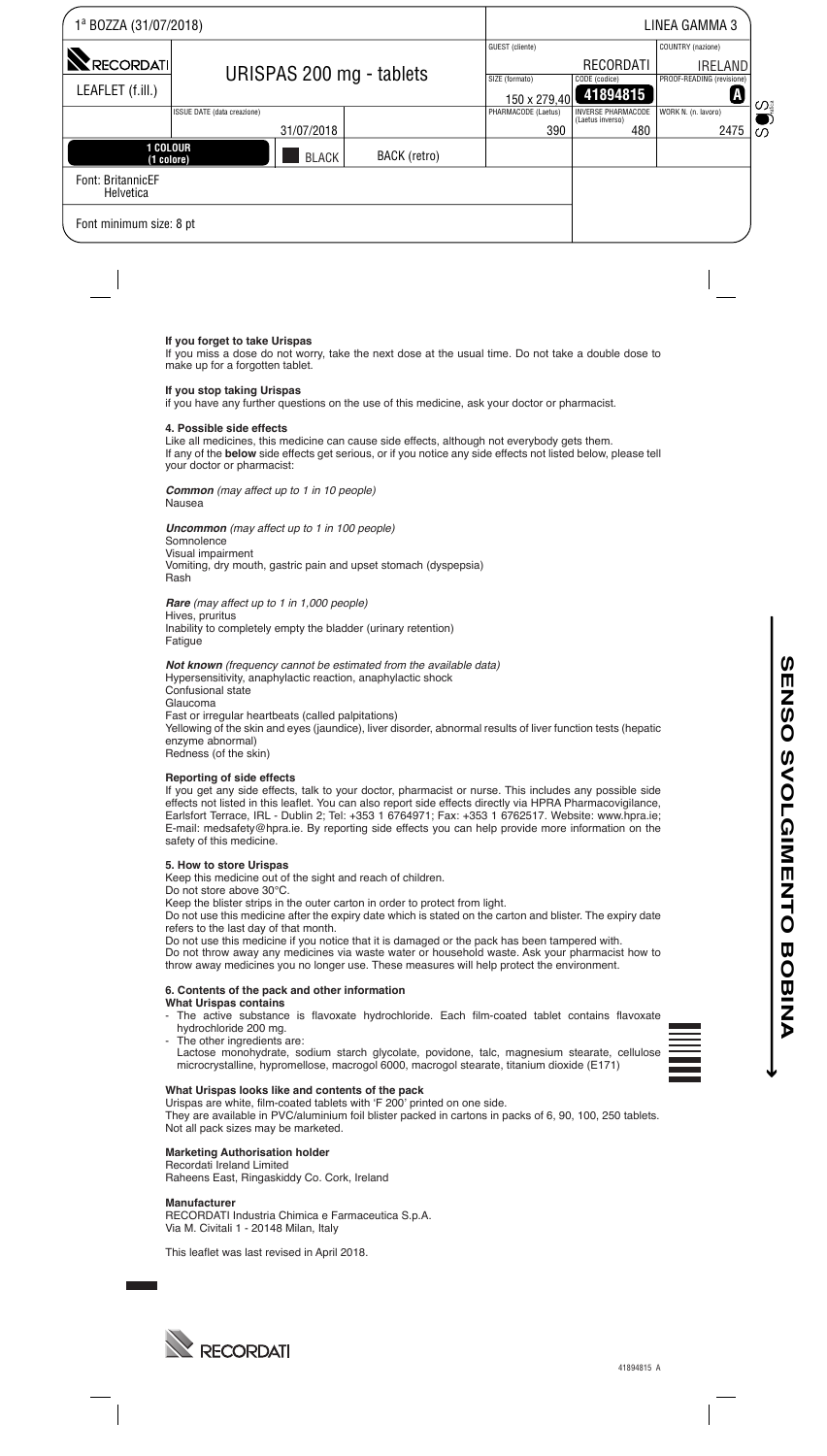| 1ª BOZZA (31/07/2018) | | | | LINEA GAMMA 3 |
|---|---|---|---|---|
| RECORDATI | URISPAS 200 mg - tablets | GUEST (cliente) | RECORDATI | COUNTRY (nazione) IRELAND |
| LEAFLET (f.ill.) | | SIZE (formato) 150 x 279,40 | CODE (codice) 41894815 | PROOF-READING (revisione) A |
| | ISSUE DATE (data creazione) 31/07/2018 | PHARMACODE (Laetus) 390 | INVERSE PHARMACODE (Laetus inverso) 480 | WORK N. (n. lavoro) 2475 |
| 1 COLOUR (1 colore) | BLACK / BACK (retro) | | | |
| Font: BritannicEF Helvetica | | | | |
| Font minimum size: 8 pt | | | | |

**If you forget to take Urispas**
If you miss a dose do not worry, take the next dose at the usual time. Do not take a double dose to make up for a forgotten tablet.

**If you stop taking Urispas**
if you have any further questions on the use of this medicine, ask your doctor or pharmacist.

**4. Possible side effects**
Like all medicines, this medicine can cause side effects, although not everybody gets them.
If any of the **below** side effects get serious, or if you notice any side effects not listed below, please tell your doctor or pharmacist:

***Common*** *(may affect up to 1 in 10 people)*
Nausea

***Uncommon*** *(may affect up to 1 in 100 people)*
Somnolence
Visual impairment
Vomiting, dry mouth, gastric pain and upset stomach (dyspepsia)
Rash

***Rare*** *(may affect up to 1 in 1,000 people)*
Hives, pruritus
Inability to completely empty the bladder (urinary retention)
Fatigue

***Not known*** *(frequency cannot be estimated from the available data)*
Hypersensitivity, anaphylactic reaction, anaphylactic shock
Confusional state
Glaucoma
Fast or irregular heartbeats (called palpitations)
Yellowing of the skin and eyes (jaundice), liver disorder, abnormal results of liver function tests (hepatic enzyme abnormal)
Redness (of the skin)

**Reporting of side effects**
If you get any side effects, talk to your doctor, pharmacist or nurse. This includes any possible side effects not listed in this leaflet. You can also report side effects directly via HPRA Pharmacovigilance, Earlsfort Terrace, IRL - Dublin 2; Tel: +353 1 6764971; Fax: +353 1 6762517. Website: www.hpra.ie; E-mail: medsafety@hpra.ie. By reporting side effects you can help provide more information on the safety of this medicine.

**5. How to store Urispas**
Keep this medicine out of the sight and reach of children.
Do not store above 30°C.
Keep the blister strips in the outer carton in order to protect from light.
Do not use this medicine after the expiry date which is stated on the carton and blister. The expiry date refers to the last day of that month.
Do not use this medicine if you notice that it is damaged or the pack has been tampered with.
Do not throw away any medicines via waste water or household waste. Ask your pharmacist how to throw away medicines you no longer use. These measures will help protect the environment.

**6. Contents of the pack and other information**
**What Urispas contains**
- The active substance is flavoxate hydrochloride. Each film-coated tablet contains flavoxate hydrochloride 200 mg.
- The other ingredients are:
  Lactose monohydrate, sodium starch glycolate, povidone, talc, magnesium stearate, cellulose microcrystalline, hypromellose, macrogol 6000, macrogol stearate, titanium dioxide (E171)

**What Urispas looks like and contents of the pack**
Urispas are white, film-coated tablets with 'F 200' printed on one side.
They are available in PVC/aluminium foil blister packed in cartons in packs of 6, 90, 100, 250 tablets.
Not all pack sizes may be marketed.

**Marketing Authorisation holder**
Recordati Ireland Limited
Raheens East, Ringaskiddy Co. Cork, Ireland

**Manufacturer**
RECORDATI Industria Chimica e Farmaceutica S.p.A.
Via M. Civitali 1 - 20148 Milan, Italy

This leaflet was last revised in April 2018.

RECORDATI

SENSO SVOLGIMENTO BOBINA

41894815 A